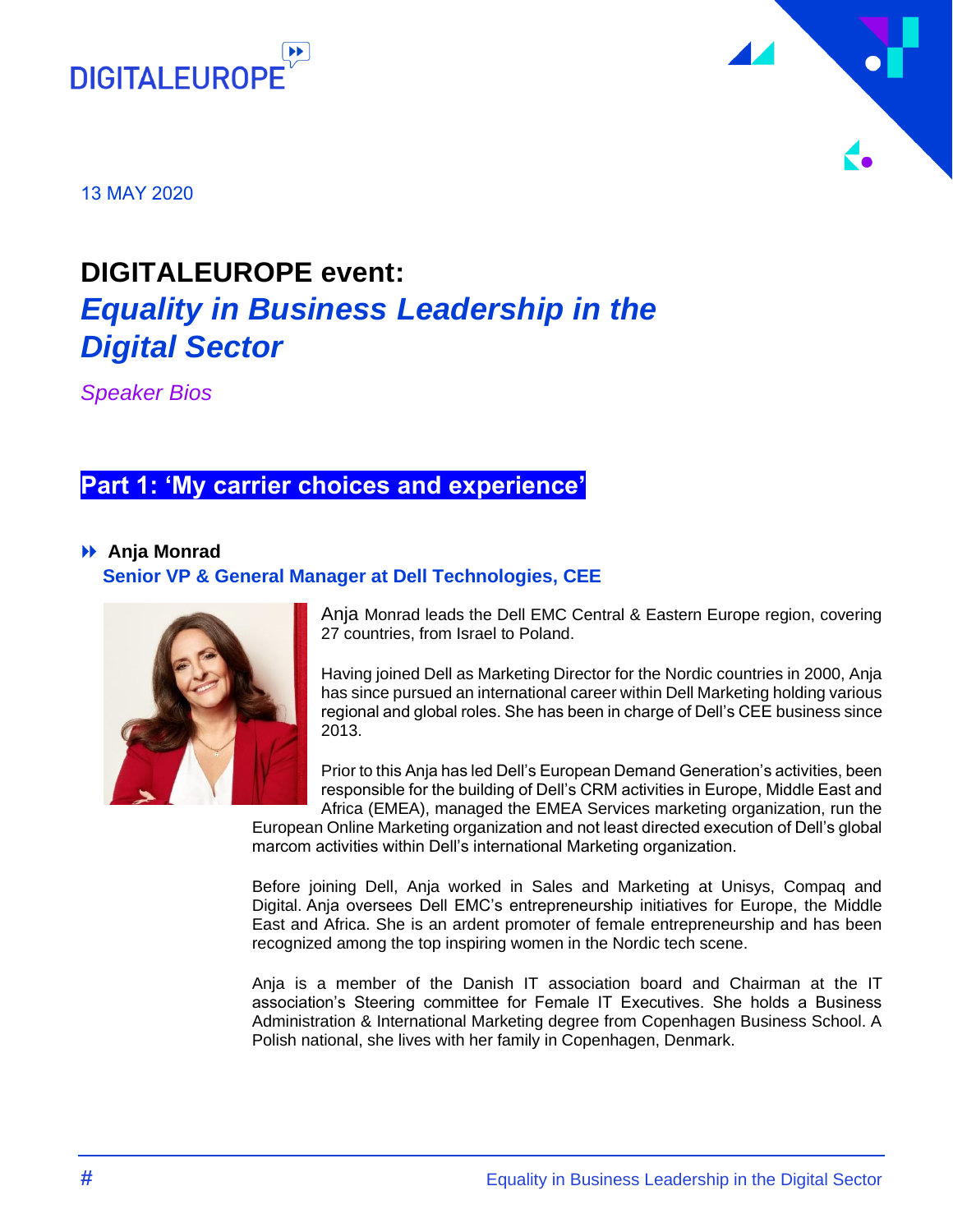DIGITALEUROPE

13 MAY 2020

# DIGITALEUROPE event:
# *Equality in Business Leadership in the Digital Sector*

*Speaker Bios*

## Part 1: 'My carrier choices and experience'

### Anja Monrad
**Senior VP & General Manager at Dell Technologies, CEE**

Anja Monrad leads the Dell EMC Central & Eastern Europe region, covering 27 countries, from Israel to Poland.

Having joined Dell as Marketing Director for the Nordic countries in 2000, Anja has since pursued an international career within Dell Marketing holding various regional and global roles. She has been in charge of Dell's CEE business since 2013.

Prior to this Anja has led Dell's European Demand Generation's activities, been responsible for the building of Dell's CRM activities in Europe, Middle East and Africa (EMEA), managed the EMEA Services marketing organization, run the European Online Marketing organization and not least directed execution of Dell's global marcom activities within Dell's international Marketing organization.

Before joining Dell, Anja worked in Sales and Marketing at Unisys, Compaq and Digital. Anja oversees Dell EMC's entrepreneurship initiatives for Europe, the Middle East and Africa. She is an ardent promoter of female entrepreneurship and has been recognized among the top inspiring women in the Nordic tech scene.

Anja is a member of the Danish IT association board and Chairman at the IT association's Steering committee for Female IT Executives. She holds a Business Administration & International Marketing degree from Copenhagen Business School. A Polish national, she lives with her family in Copenhagen, Denmark.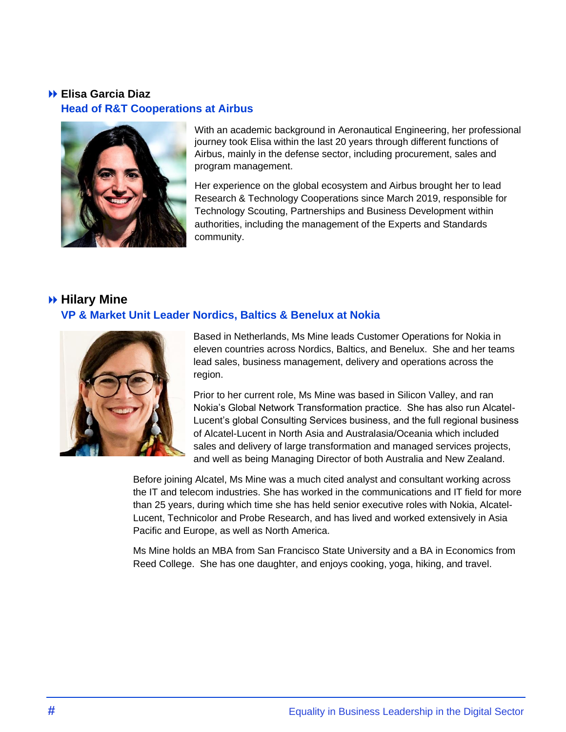### Elisa Garcia Diaz

**Head of R&T Cooperations at Airbus**

With an academic background in Aeronautical Engineering, her professional journey took Elisa within the last 20 years through different functions of Airbus, mainly in the defense sector, including procurement, sales and program management.

Her experience on the global ecosystem and Airbus brought her to lead Research & Technology Cooperations since March 2019, responsible for Technology Scouting, Partnerships and Business Development within authorities, including the management of the Experts and Standards community.

### Hilary Mine

**VP & Market Unit Leader Nordics, Baltics & Benelux at Nokia**

Based in Netherlands, Ms Mine leads Customer Operations for Nokia in eleven countries across Nordics, Baltics, and Benelux. She and her teams lead sales, business management, delivery and operations across the region.

Prior to her current role, Ms Mine was based in Silicon Valley, and ran Nokia's Global Network Transformation practice. She has also run Alcatel-Lucent's global Consulting Services business, and the full regional business of Alcatel-Lucent in North Asia and Australasia/Oceania which included sales and delivery of large transformation and managed services projects, and well as being Managing Director of both Australia and New Zealand.

Before joining Alcatel, Ms Mine was a much cited analyst and consultant working across the IT and telecom industries. She has worked in the communications and IT field for more than 25 years, during which time she has held senior executive roles with Nokia, Alcatel-Lucent, Technicolor and Probe Research, and has lived and worked extensively in Asia Pacific and Europe, as well as North America.

Ms Mine holds an MBA from San Francisco State University and a BA in Economics from Reed College. She has one daughter, and enjoys cooking, yoga, hiking, and travel.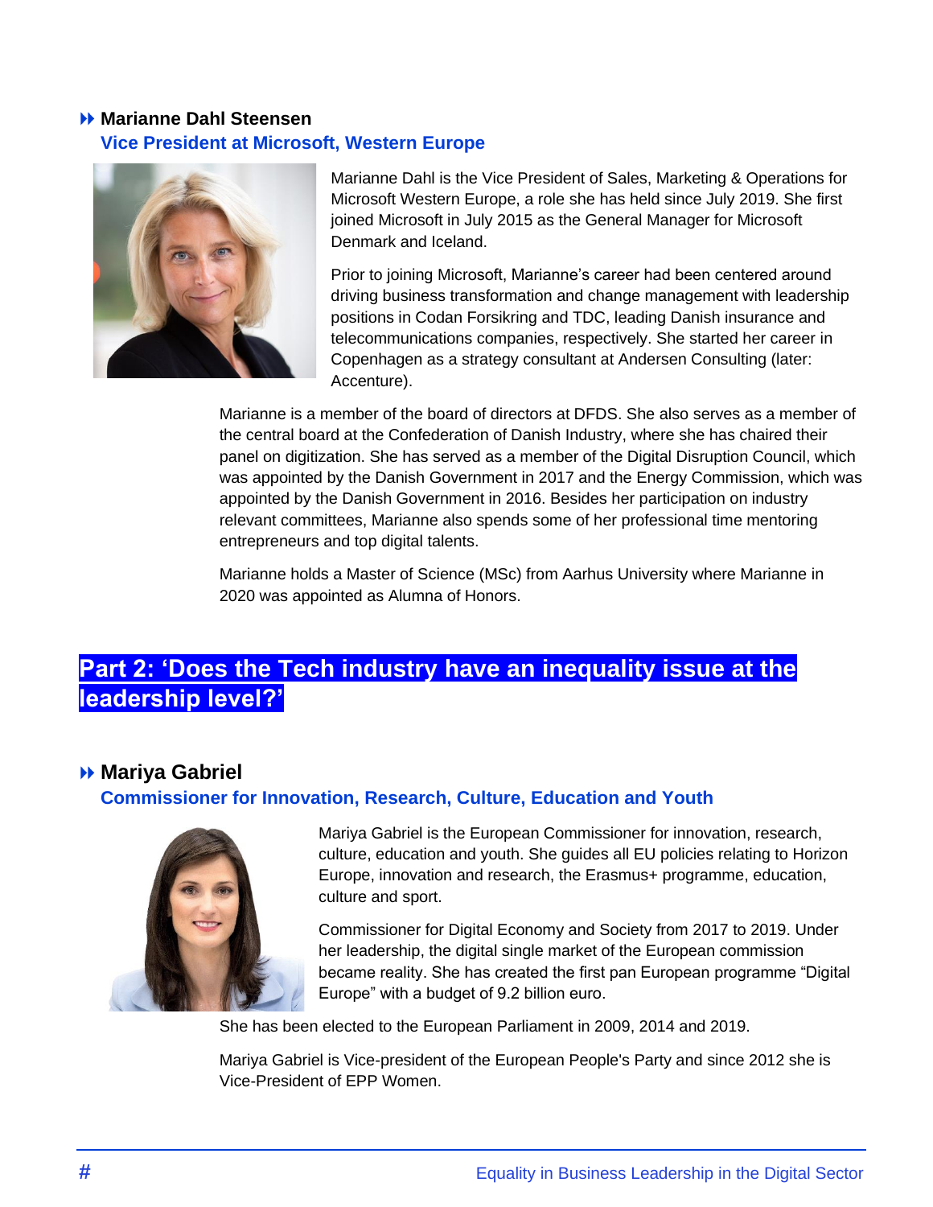### Marianne Dahl Steensen

**Vice President at Microsoft, Western Europe**

Marianne Dahl is the Vice President of Sales, Marketing & Operations for Microsoft Western Europe, a role she has held since July 2019. She first joined Microsoft in July 2015 as the General Manager for Microsoft Denmark and Iceland.

Prior to joining Microsoft, Marianne's career had been centered around driving business transformation and change management with leadership positions in Codan Forsikring and TDC, leading Danish insurance and telecommunications companies, respectively. She started her career in Copenhagen as a strategy consultant at Andersen Consulting (later: Accenture).

Marianne is a member of the board of directors at DFDS. She also serves as a member of the central board at the Confederation of Danish Industry, where she has chaired their panel on digitization. She has served as a member of the Digital Disruption Council, which was appointed by the Danish Government in 2017 and the Energy Commission, which was appointed by the Danish Government in 2016. Besides her participation on industry relevant committees, Marianne also spends some of her professional time mentoring entrepreneurs and top digital talents.

Marianne holds a Master of Science (MSc) from Aarhus University where Marianne in 2020 was appointed as Alumna of Honors.

## Part 2: 'Does the Tech industry have an inequality issue at the leadership level?'

### Mariya Gabriel

**Commissioner for Innovation, Research, Culture, Education and Youth**

Mariya Gabriel is the European Commissioner for innovation, research, culture, education and youth. She guides all EU policies relating to Horizon Europe, innovation and research, the Erasmus+ programme, education, culture and sport.

Commissioner for Digital Economy and Society from 2017 to 2019. Under her leadership, the digital single market of the European commission became reality. She has created the first pan European programme "Digital Europe" with a budget of 9.2 billion euro.

She has been elected to the European Parliament in 2009, 2014 and 2019.

Mariya Gabriel is Vice-president of the European People's Party and since 2012 she is Vice-President of EPP Women.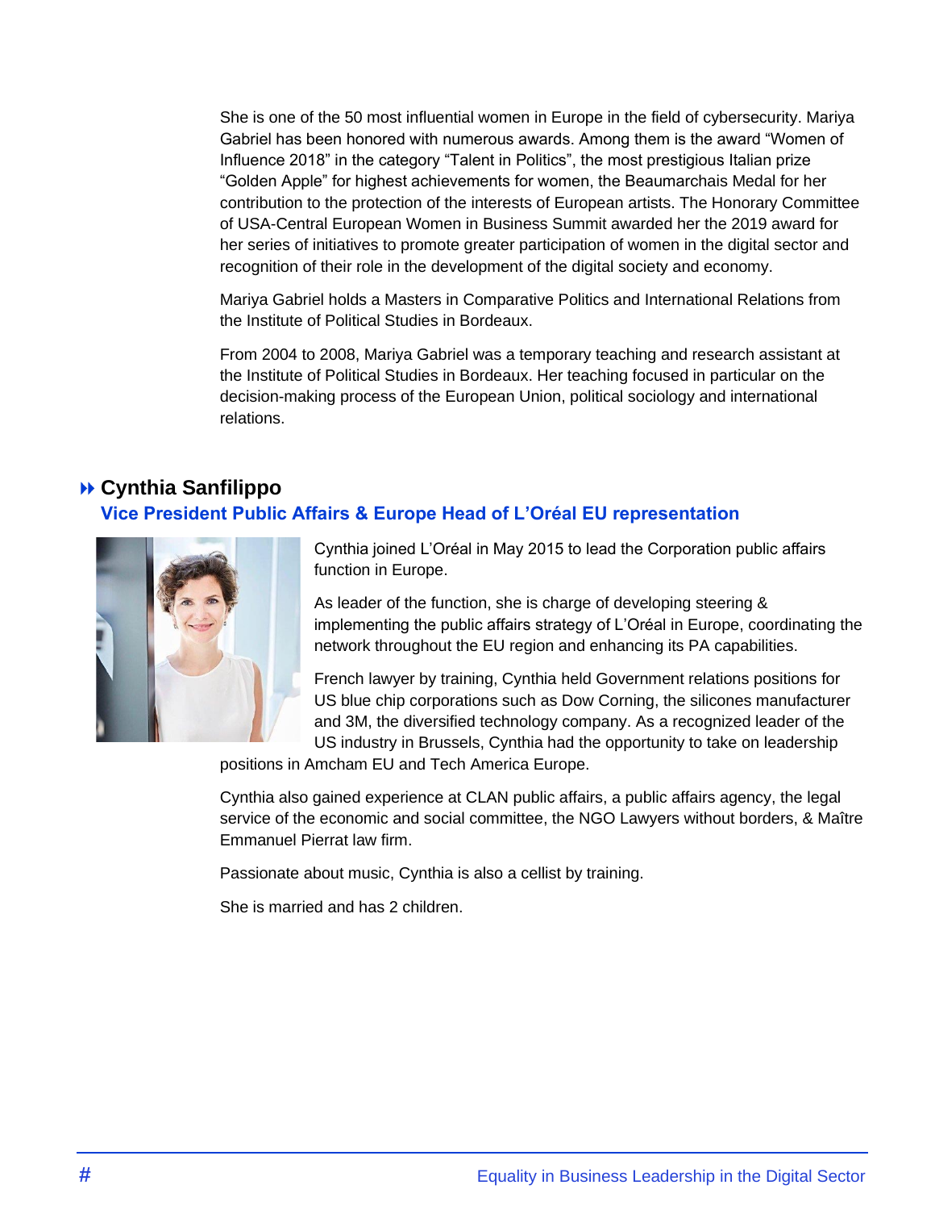She is one of the 50 most influential women in Europe in the field of cybersecurity. Mariya Gabriel has been honored with numerous awards. Among them is the award “Women of Influence 2018” in the category “Talent in Politics”, the most prestigious Italian prize “Golden Apple” for highest achievements for women, the Beaumarchais Medal for her contribution to the protection of the interests of European artists. The Honorary Committee of USA-Central European Women in Business Summit awarded her the 2019 award for her series of initiatives to promote greater participation of women in the digital sector and recognition of their role in the development of the digital society and economy.

Mariya Gabriel holds a Masters in Comparative Politics and International Relations from the Institute of Political Studies in Bordeaux.

From 2004 to 2008, Mariya Gabriel was a temporary teaching and research assistant at the Institute of Political Studies in Bordeaux. Her teaching focused in particular on the decision-making process of the European Union, political sociology and international relations.

## Cynthia Sanfilippo

### Vice President Public Affairs & Europe Head of L’Oréal EU representation

Cynthia joined L’Oréal in May 2015 to lead the Corporation public affairs function in Europe.

As leader of the function, she is charge of developing steering & implementing the public affairs strategy of L’Oréal in Europe, coordinating the network throughout the EU region and enhancing its PA capabilities.

French lawyer by training, Cynthia held Government relations positions for US blue chip corporations such as Dow Corning, the silicones manufacturer and 3M, the diversified technology company. As a recognized leader of the US industry in Brussels, Cynthia had the opportunity to take on leadership positions in Amcham EU and Tech America Europe.

Cynthia also gained experience at CLAN public affairs, a public affairs agency, the legal service of the economic and social committee, the NGO Lawyers without borders, & Maître Emmanuel Pierrat law firm.

Passionate about music, Cynthia is also a cellist by training.

She is married and has 2 children.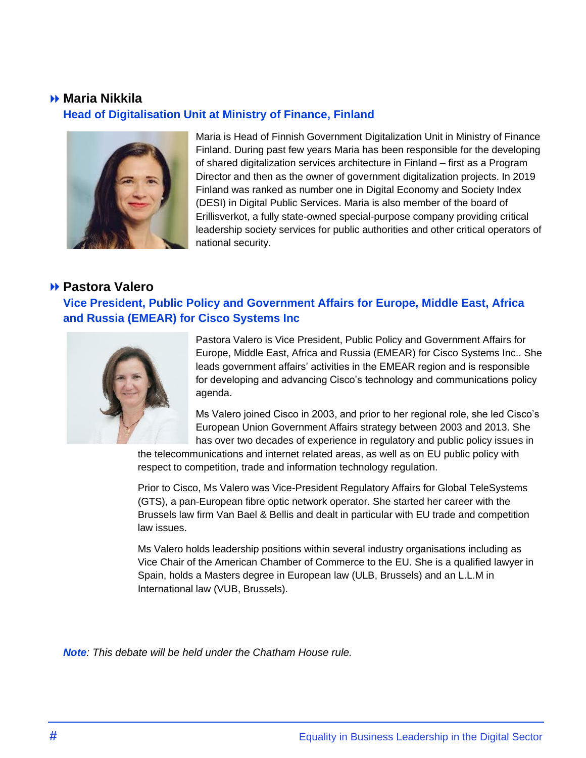## ⏩ Maria Nikkila

### Head of Digitalisation Unit at Ministry of Finance, Finland

Maria is Head of Finnish Government Digitalization Unit in Ministry of Finance Finland. During past few years Maria has been responsible for the developing of shared digitalization services architecture in Finland – first as a Program Director and then as the owner of government digitalization projects. In 2019 Finland was ranked as number one in Digital Economy and Society Index (DESI) in Digital Public Services. Maria is also member of the board of Erillisverkot, a fully state-owned special-purpose company providing critical leadership society services for public authorities and other critical operators of national security.

## ⏩ Pastora Valero

### Vice President, Public Policy and Government Affairs for Europe, Middle East, Africa and Russia (EMEAR) for Cisco Systems Inc

Pastora Valero is Vice President, Public Policy and Government Affairs for Europe, Middle East, Africa and Russia (EMEAR) for Cisco Systems Inc.. She leads government affairs' activities in the EMEAR region and is responsible for developing and advancing Cisco's technology and communications policy agenda.

Ms Valero joined Cisco in 2003, and prior to her regional role, she led Cisco's European Union Government Affairs strategy between 2003 and 2013. She has over two decades of experience in regulatory and public policy issues in the telecommunications and internet related areas, as well as on EU public policy with respect to competition, trade and information technology regulation.

Prior to Cisco, Ms Valero was Vice-President Regulatory Affairs for Global TeleSystems (GTS), a pan-European fibre optic network operator. She started her career with the Brussels law firm Van Bael & Bellis and dealt in particular with EU trade and competition law issues.

Ms Valero holds leadership positions within several industry organisations including as Vice Chair of the American Chamber of Commerce to the EU. She is a qualified lawyer in Spain, holds a Masters degree in European law (ULB, Brussels) and an L.L.M in International law (VUB, Brussels).

***Note**: This debate will be held under the Chatham House rule.*